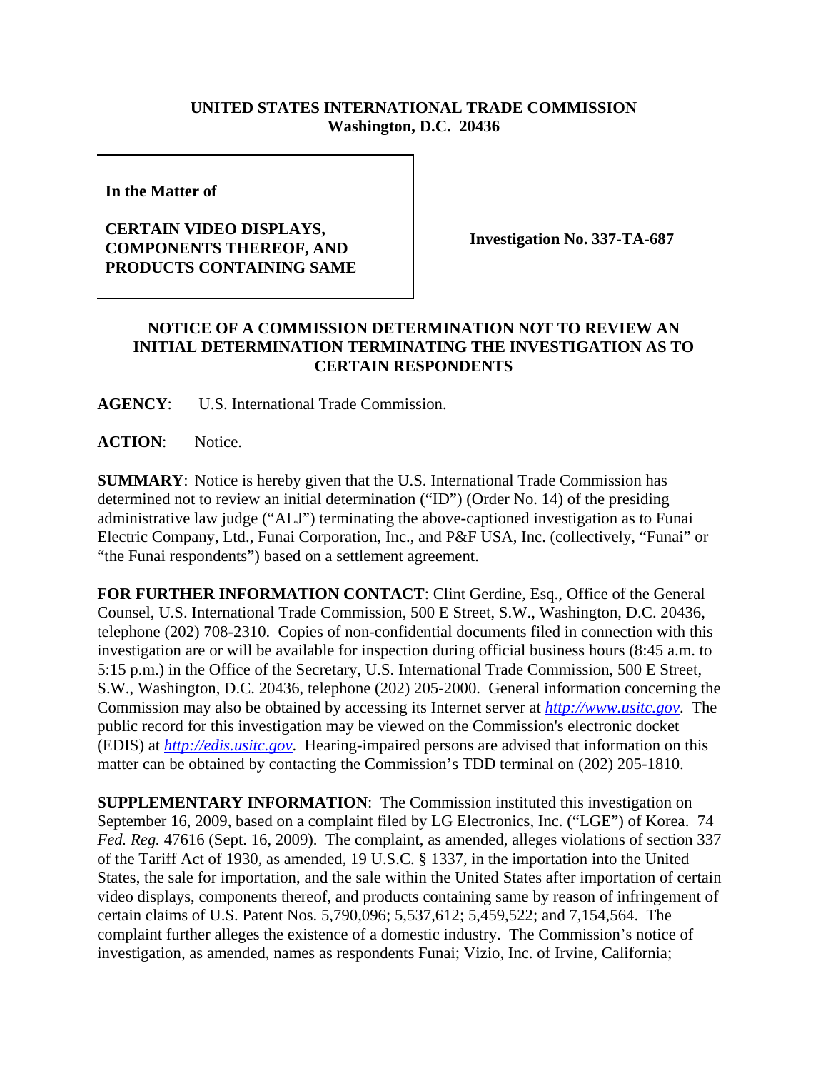**UNITED STATES INTERNATIONAL TRADE COMMISSION**
**Washington, D.C. 20436**

| | |
|---|---|
| **In the Matter of**<br><br>**CERTAIN VIDEO DISPLAYS, COMPONENTS THEREOF, AND PRODUCTS CONTAINING SAME** | **Investigation No. 337-TA-687** |

**NOTICE OF A COMMISSION DETERMINATION NOT TO REVIEW AN INITIAL DETERMINATION TERMINATING THE INVESTIGATION AS TO CERTAIN RESPONDENTS**

**AGENCY**: U.S. International Trade Commission.

**ACTION**: Notice.

**SUMMARY**: Notice is hereby given that the U.S. International Trade Commission has determined not to review an initial determination ("ID") (Order No. 14) of the presiding administrative law judge ("ALJ") terminating the above-captioned investigation as to Funai Electric Company, Ltd., Funai Corporation, Inc., and P&F USA, Inc. (collectively, "Funai" or "the Funai respondents") based on a settlement agreement.

**FOR FURTHER INFORMATION CONTACT**: Clint Gerdine, Esq., Office of the General Counsel, U.S. International Trade Commission, 500 E Street, S.W., Washington, D.C. 20436, telephone (202) 708-2310. Copies of non-confidential documents filed in connection with this investigation are or will be available for inspection during official business hours (8:45 a.m. to 5:15 p.m.) in the Office of the Secretary, U.S. International Trade Commission, 500 E Street, S.W., Washington, D.C. 20436, telephone (202) 205-2000. General information concerning the Commission may also be obtained by accessing its Internet server at *http://www.usitc.gov*. The public record for this investigation may be viewed on the Commission's electronic docket (EDIS) at *http://edis.usitc.gov*. Hearing-impaired persons are advised that information on this matter can be obtained by contacting the Commission's TDD terminal on (202) 205-1810.

**SUPPLEMENTARY INFORMATION**: The Commission instituted this investigation on September 16, 2009, based on a complaint filed by LG Electronics, Inc. ("LGE") of Korea. 74 *Fed. Reg.* 47616 (Sept. 16, 2009). The complaint, as amended, alleges violations of section 337 of the Tariff Act of 1930, as amended, 19 U.S.C. § 1337, in the importation into the United States, the sale for importation, and the sale within the United States after importation of certain video displays, components thereof, and products containing same by reason of infringement of certain claims of U.S. Patent Nos. 5,790,096; 5,537,612; 5,459,522; and 7,154,564. The complaint further alleges the existence of a domestic industry. The Commission's notice of investigation, as amended, names as respondents Funai; Vizio, Inc. of Irvine, California;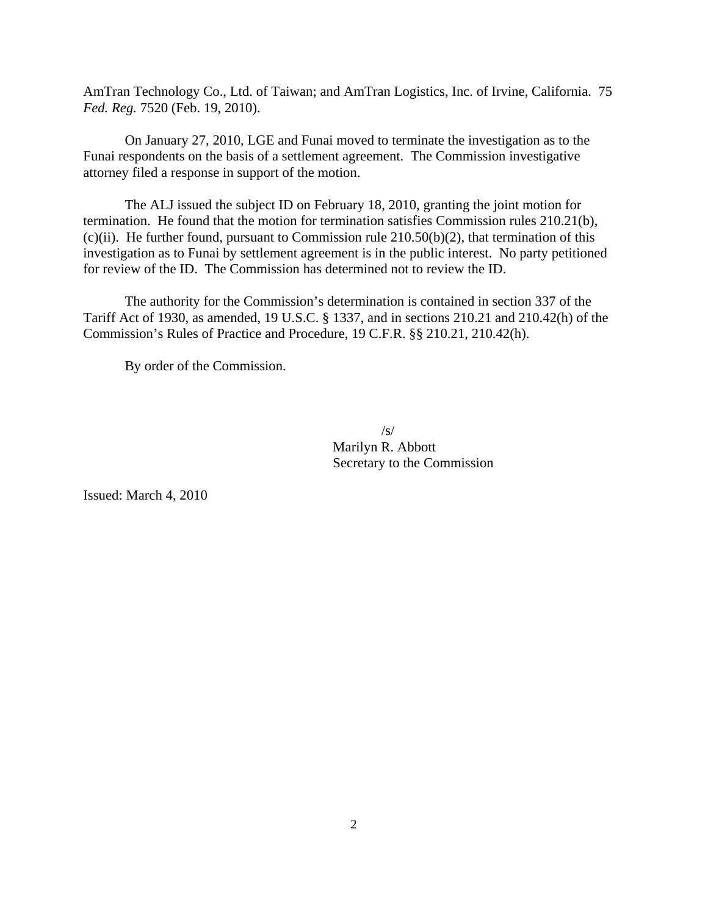AmTran Technology Co., Ltd. of Taiwan; and AmTran Logistics, Inc. of Irvine, California. 75 *Fed. Reg.* 7520 (Feb. 19, 2010).

On January 27, 2010, LGE and Funai moved to terminate the investigation as to the Funai respondents on the basis of a settlement agreement. The Commission investigative attorney filed a response in support of the motion.

The ALJ issued the subject ID on February 18, 2010, granting the joint motion for termination. He found that the motion for termination satisfies Commission rules 210.21(b), (c)(ii). He further found, pursuant to Commission rule 210.50(b)(2), that termination of this investigation as to Funai by settlement agreement is in the public interest. No party petitioned for review of the ID. The Commission has determined not to review the ID.

The authority for the Commission's determination is contained in section 337 of the Tariff Act of 1930, as amended, 19 U.S.C. § 1337, and in sections 210.21 and 210.42(h) of the Commission's Rules of Practice and Procedure, 19 C.F.R. §§ 210.21, 210.42(h).

By order of the Commission.

/s/
Marilyn R. Abbott
Secretary to the Commission

Issued: March 4, 2010